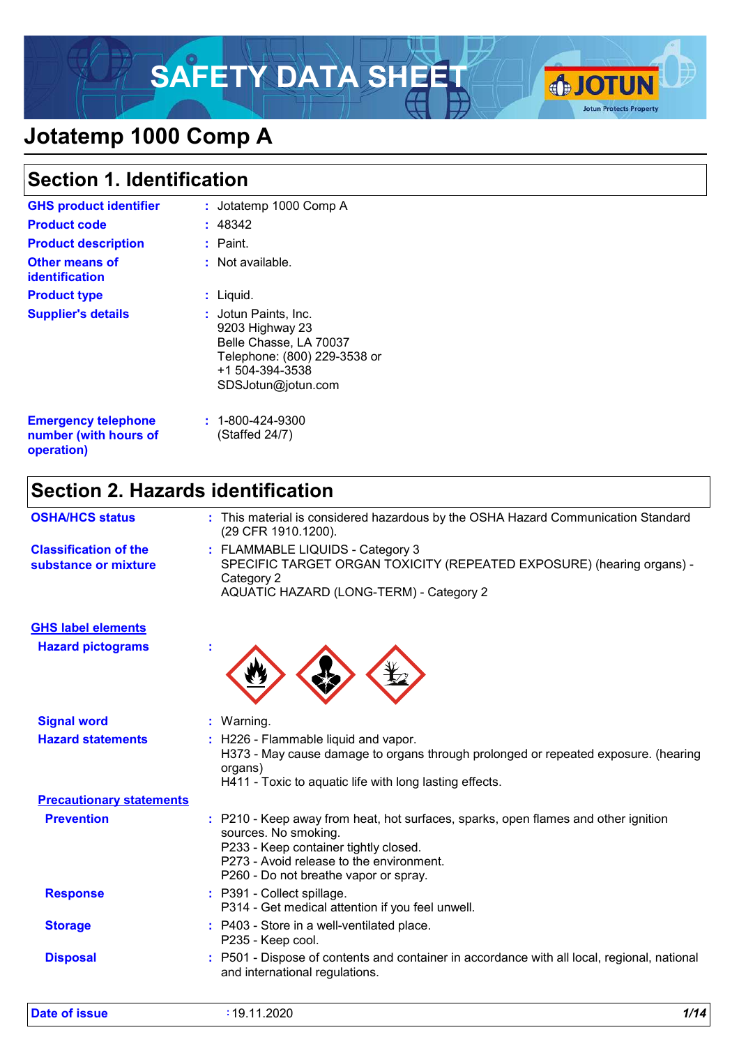# SAFETY DATA SHEET

# Jotatemp 1000 Comp A

## Section 1. Identification

| | |
|---|---|
| **GHS product identifier** | : Jotatemp 1000 Comp A |
| **Product code** | : 48342 |
| **Product description** | : Paint. |
| **Other means of identification** | : Not available. |
| **Product type** | : Liquid. |
| **Supplier's details** | : Jotun Paints, Inc.<br>9203 Highway 23<br>Belle Chasse, LA 70037<br>Telephone: (800) 229-3538 or +1 504-394-3538<br>SDSJotun@jotun.com |
| **Emergency telephone number (with hours of operation)** | : 1-800-424-9300<br>(Staffed 24/7) |

## Section 2. Hazards identification

| | |
|---|---|
| **OSHA/HCS status** | : This material is considered hazardous by the OSHA Hazard Communication Standard (29 CFR 1910.1200). |
| **Classification of the substance or mixture** | : FLAMMABLE LIQUIDS - Category 3<br>SPECIFIC TARGET ORGAN TOXICITY (REPEATED EXPOSURE) (hearing organs) - Category 2<br>AQUATIC HAZARD (LONG-TERM) - Category 2 |

**GHS label elements**

| | |
|---|---|
| **Hazard pictograms** | : |
| **Signal word** | : Warning. |
| **Hazard statements** | : H226 - Flammable liquid and vapor.<br>H373 - May cause damage to organs through prolonged or repeated exposure. (hearing organs)<br>H411 - Toxic to aquatic life with long lasting effects. |

**Precautionary statements**

| | |
|---|---|
| **Prevention** | : P210 - Keep away from heat, hot surfaces, sparks, open flames and other ignition sources. No smoking.<br>P233 - Keep container tightly closed.<br>P273 - Avoid release to the environment.<br>P260 - Do not breathe vapor or spray. |
| **Response** | : P391 - Collect spillage.<br>P314 - Get medical attention if you feel unwell. |
| **Storage** | : P403 - Store in a well-ventilated place.<br>P235 - Keep cool. |
| **Disposal** | : P501 - Dispose of contents and container in accordance with all local, regional, national and international regulations. |

**Date of issue** : 19.11.2020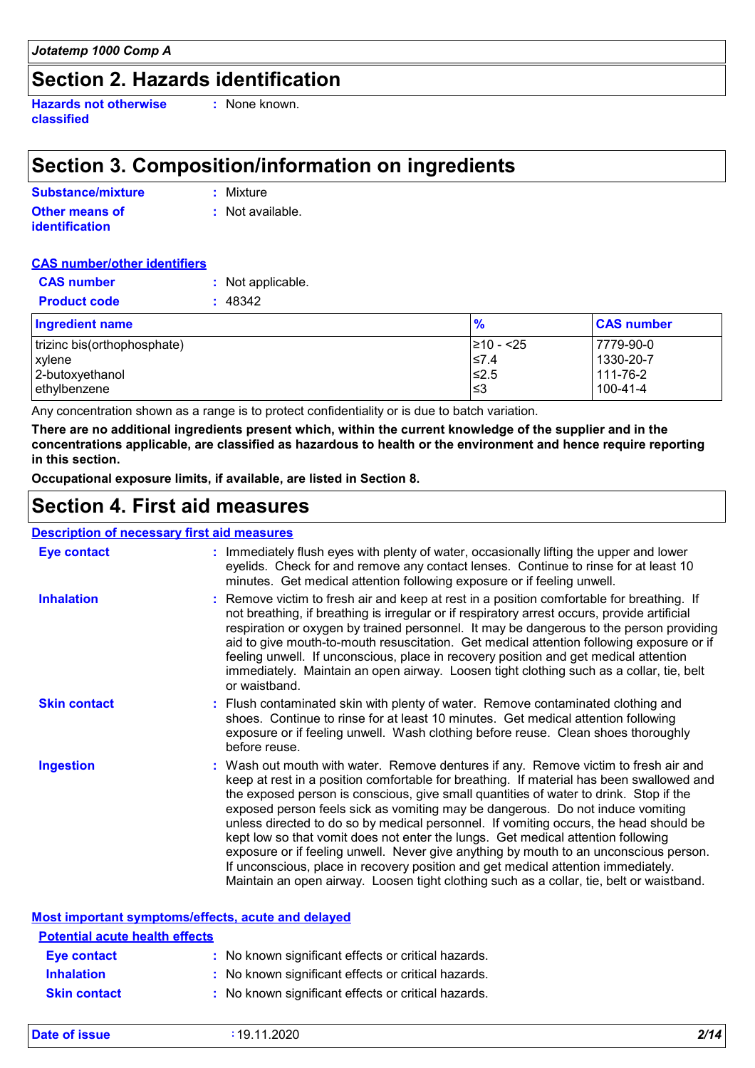## Section 2. Hazards identification

**Hazards not otherwise classified** : None known.

## Section 3. Composition/information on ingredients

**Substance/mixture** : Mixture

**Other means of identification** : Not available.

**CAS number/other identifiers**

**CAS number** : Not applicable.

**Product code** : 48342

| Ingredient name | % | CAS number |
|---|---|---|
| trizinc bis(orthophosphate) | ≥10 - <25 | 7779-90-0 |
| xylene | ≤7.4 | 1330-20-7 |
| 2-butoxyethanol | ≤2.5 | 111-76-2 |
| ethylbenzene | ≤3 | 100-41-4 |

Any concentration shown as a range is to protect confidentiality or is due to batch variation.

**There are no additional ingredients present which, within the current knowledge of the supplier and in the concentrations applicable, are classified as hazardous to health or the environment and hence require reporting in this section.**

**Occupational exposure limits, if available, are listed in Section 8.**

## Section 4. First aid measures

**Description of necessary first aid measures**

**Eye contact** : Immediately flush eyes with plenty of water, occasionally lifting the upper and lower eyelids. Check for and remove any contact lenses. Continue to rinse for at least 10 minutes. Get medical attention following exposure or if feeling unwell.

**Inhalation** : Remove victim to fresh air and keep at rest in a position comfortable for breathing. If not breathing, if breathing is irregular or if respiratory arrest occurs, provide artificial respiration or oxygen by trained personnel. It may be dangerous to the person providing aid to give mouth-to-mouth resuscitation. Get medical attention following exposure or if feeling unwell. If unconscious, place in recovery position and get medical attention immediately. Maintain an open airway. Loosen tight clothing such as a collar, tie, belt or waistband.

**Skin contact** : Flush contaminated skin with plenty of water. Remove contaminated clothing and shoes. Continue to rinse for at least 10 minutes. Get medical attention following exposure or if feeling unwell. Wash clothing before reuse. Clean shoes thoroughly before reuse.

**Ingestion** : Wash out mouth with water. Remove dentures if any. Remove victim to fresh air and keep at rest in a position comfortable for breathing. If material has been swallowed and the exposed person is conscious, give small quantities of water to drink. Stop if the exposed person feels sick as vomiting may be dangerous. Do not induce vomiting unless directed to do so by medical personnel. If vomiting occurs, the head should be kept low so that vomit does not enter the lungs. Get medical attention following exposure or if feeling unwell. Never give anything by mouth to an unconscious person. If unconscious, place in recovery position and get medical attention immediately. Maintain an open airway. Loosen tight clothing such as a collar, tie, belt or waistband.

**Most important symptoms/effects, acute and delayed**

**Potential acute health effects**

**Eye contact** : No known significant effects or critical hazards.

**Inhalation** : No known significant effects or critical hazards.

**Skin contact** : No known significant effects or critical hazards.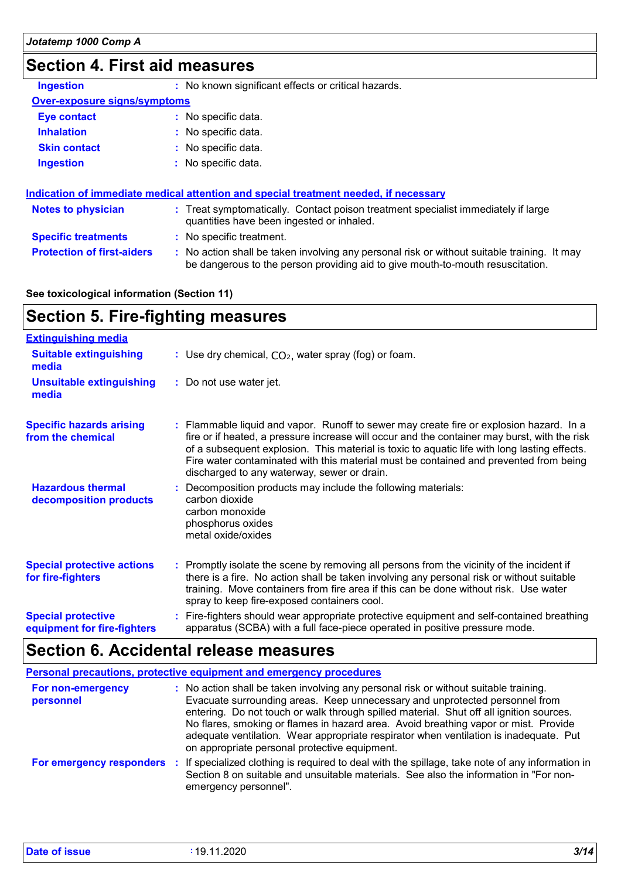## Section 4. First aid measures

| | |
|---|---|
| **Ingestion** | : No known significant effects or critical hazards. |

**Over-exposure signs/symptoms**

| | |
|---|---|
| **Eye contact** | : No specific data. |
| **Inhalation** | : No specific data. |
| **Skin contact** | : No specific data. |
| **Ingestion** | : No specific data. |

**Indication of immediate medical attention and special treatment needed, if necessary**

| | |
|---|---|
| **Notes to physician** | : Treat symptomatically. Contact poison treatment specialist immediately if large quantities have been ingested or inhaled. |
| **Specific treatments** | : No specific treatment. |
| **Protection of first-aiders** | : No action shall be taken involving any personal risk or without suitable training. It may be dangerous to the person providing aid to give mouth-to-mouth resuscitation. |

**See toxicological information (Section 11)**

## Section 5. Fire-fighting measures

**Extinguishing media**

| | |
|---|---|
| **Suitable extinguishing media** | : Use dry chemical, $CO_2$, water spray (fog) or foam. |
| **Unsuitable extinguishing media** | : Do not use water jet. |
| **Specific hazards arising from the chemical** | : Flammable liquid and vapor. Runoff to sewer may create fire or explosion hazard. In a fire or if heated, a pressure increase will occur and the container may burst, with the risk of a subsequent explosion. This material is toxic to aquatic life with long lasting effects. Fire water contaminated with this material must be contained and prevented from being discharged to any waterway, sewer or drain. |
| **Hazardous thermal decomposition products** | : Decomposition products may include the following materials:<br>carbon dioxide<br>carbon monoxide<br>phosphorus oxides<br>metal oxide/oxides |
| **Special protective actions for fire-fighters** | : Promptly isolate the scene by removing all persons from the vicinity of the incident if there is a fire. No action shall be taken involving any personal risk or without suitable training. Move containers from fire area if this can be done without risk. Use water spray to keep fire-exposed containers cool. |
| **Special protective equipment for fire-fighters** | : Fire-fighters should wear appropriate protective equipment and self-contained breathing apparatus (SCBA) with a full face-piece operated in positive pressure mode. |

## Section 6. Accidental release measures

**Personal precautions, protective equipment and emergency procedures**

| | |
|---|---|
| **For non-emergency personnel** | : No action shall be taken involving any personal risk or without suitable training. Evacuate surrounding areas. Keep unnecessary and unprotected personnel from entering. Do not touch or walk through spilled material. Shut off all ignition sources. No flares, smoking or flames in hazard area. Avoid breathing vapor or mist. Provide adequate ventilation. Wear appropriate respirator when ventilation is inadequate. Put on appropriate personal protective equipment. |
| **For emergency responders** | : If specialized clothing is required to deal with the spillage, take note of any information in Section 8 on suitable and unsuitable materials. See also the information in "For non-emergency personnel". |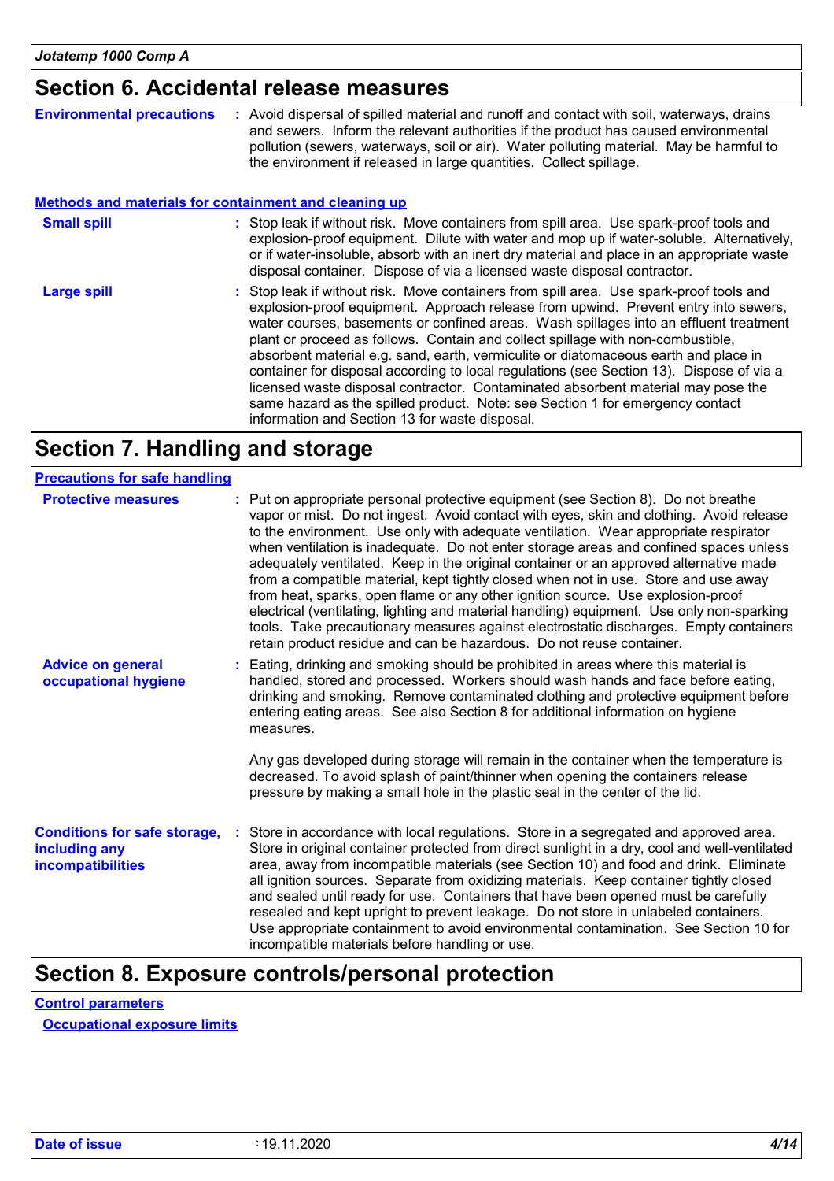## Section 6. Accidental release measures

**Environmental precautions** : Avoid dispersal of spilled material and runoff and contact with soil, waterways, drains and sewers. Inform the relevant authorities if the product has caused environmental pollution (sewers, waterways, soil or air). Water polluting material. May be harmful to the environment if released in large quantities. Collect spillage.

### Methods and materials for containment and cleaning up

**Small spill** : Stop leak if without risk. Move containers from spill area. Use spark-proof tools and explosion-proof equipment. Dilute with water and mop up if water-soluble. Alternatively, or if water-insoluble, absorb with an inert dry material and place in an appropriate waste disposal container. Dispose of via a licensed waste disposal contractor.

**Large spill** : Stop leak if without risk. Move containers from spill area. Use spark-proof tools and explosion-proof equipment. Approach release from upwind. Prevent entry into sewers, water courses, basements or confined areas. Wash spillages into an effluent treatment plant or proceed as follows. Contain and collect spillage with non-combustible, absorbent material e.g. sand, earth, vermiculite or diatomaceous earth and place in container for disposal according to local regulations (see Section 13). Dispose of via a licensed waste disposal contractor. Contaminated absorbent material may pose the same hazard as the spilled product. Note: see Section 1 for emergency contact information and Section 13 for waste disposal.

## Section 7. Handling and storage

### Precautions for safe handling

**Protective measures** : Put on appropriate personal protective equipment (see Section 8). Do not breathe vapor or mist. Do not ingest. Avoid contact with eyes, skin and clothing. Avoid release to the environment. Use only with adequate ventilation. Wear appropriate respirator when ventilation is inadequate. Do not enter storage areas and confined spaces unless adequately ventilated. Keep in the original container or an approved alternative made from a compatible material, kept tightly closed when not in use. Store and use away from heat, sparks, open flame or any other ignition source. Use explosion-proof electrical (ventilating, lighting and material handling) equipment. Use only non-sparking tools. Take precautionary measures against electrostatic discharges. Empty containers retain product residue and can be hazardous. Do not reuse container.

**Advice on general occupational hygiene** : Eating, drinking and smoking should be prohibited in areas where this material is handled, stored and processed. Workers should wash hands and face before eating, drinking and smoking. Remove contaminated clothing and protective equipment before entering eating areas. See also Section 8 for additional information on hygiene measures.

Any gas developed during storage will remain in the container when the temperature is decreased. To avoid splash of paint/thinner when opening the containers release pressure by making a small hole in the plastic seal in the center of the lid.

**Conditions for safe storage, including any incompatibilities** : Store in accordance with local regulations. Store in a segregated and approved area. Store in original container protected from direct sunlight in a dry, cool and well-ventilated area, away from incompatible materials (see Section 10) and food and drink. Eliminate all ignition sources. Separate from oxidizing materials. Keep container tightly closed and sealed until ready for use. Containers that have been opened must be carefully resealed and kept upright to prevent leakage. Do not store in unlabeled containers. Use appropriate containment to avoid environmental contamination. See Section 10 for incompatible materials before handling or use.

## Section 8. Exposure controls/personal protection

### Control parameters

#### Occupational exposure limits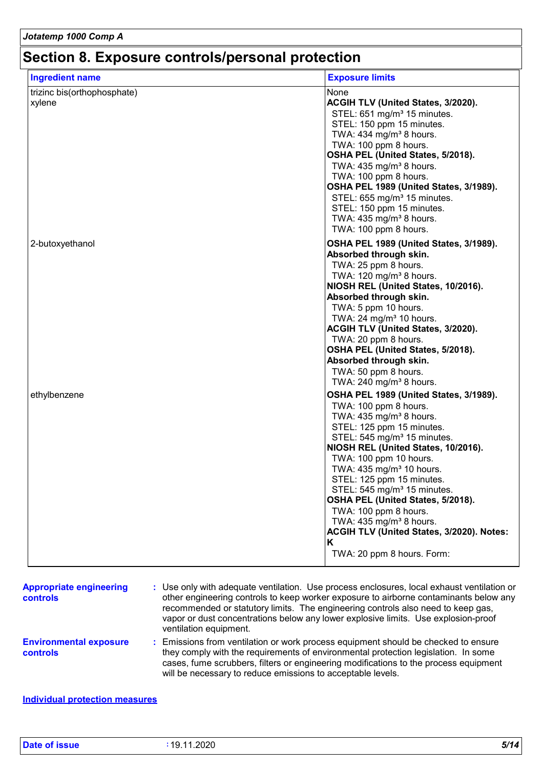# Section 8. Exposure controls/personal protection

| Ingredient name | Exposure limits |
|---|---|
| trizinc bis(orthophosphate) | None |
| xylene | **ACGIH TLV (United States, 3/2020).**<br>STEL: 651 mg/m³ 15 minutes.<br>STEL: 150 ppm 15 minutes.<br>TWA: 434 mg/m³ 8 hours.<br>TWA: 100 ppm 8 hours.<br>**OSHA PEL (United States, 5/2018).**<br>TWA: 435 mg/m³ 8 hours.<br>TWA: 100 ppm 8 hours.<br>**OSHA PEL 1989 (United States, 3/1989).**<br>STEL: 655 mg/m³ 15 minutes.<br>STEL: 150 ppm 15 minutes.<br>TWA: 435 mg/m³ 8 hours.<br>TWA: 100 ppm 8 hours. |
| 2-butoxyethanol | **OSHA PEL 1989 (United States, 3/1989).**<br>**Absorbed through skin.**<br>TWA: 25 ppm 8 hours.<br>TWA: 120 mg/m³ 8 hours.<br>**NIOSH REL (United States, 10/2016).**<br>**Absorbed through skin.**<br>TWA: 5 ppm 10 hours.<br>TWA: 24 mg/m³ 10 hours.<br>**ACGIH TLV (United States, 3/2020).**<br>TWA: 20 ppm 8 hours.<br>**OSHA PEL (United States, 5/2018).**<br>**Absorbed through skin.**<br>TWA: 50 ppm 8 hours.<br>TWA: 240 mg/m³ 8 hours. |
| ethylbenzene | **OSHA PEL 1989 (United States, 3/1989).**<br>TWA: 100 ppm 8 hours.<br>TWA: 435 mg/m³ 8 hours.<br>STEL: 125 ppm 15 minutes.<br>STEL: 545 mg/m³ 15 minutes.<br>**NIOSH REL (United States, 10/2016).**<br>TWA: 100 ppm 10 hours.<br>TWA: 435 mg/m³ 10 hours.<br>STEL: 125 ppm 15 minutes.<br>STEL: 545 mg/m³ 15 minutes.<br>**OSHA PEL (United States, 5/2018).**<br>TWA: 100 ppm 8 hours.<br>TWA: 435 mg/m³ 8 hours.<br>**ACGIH TLV (United States, 3/2020). Notes: K**<br>TWA: 20 ppm 8 hours. Form: |

**Appropriate engineering controls** : Use only with adequate ventilation. Use process enclosures, local exhaust ventilation or other engineering controls to keep worker exposure to airborne contaminants below any recommended or statutory limits. The engineering controls also need to keep gas, vapor or dust concentrations below any lower explosive limits. Use explosion-proof ventilation equipment.

**Environmental exposure controls** : Emissions from ventilation or work process equipment should be checked to ensure they comply with the requirements of environmental protection legislation. In some cases, fume scrubbers, filters or engineering modifications to the process equipment will be necessary to reduce emissions to acceptable levels.

**Individual protection measures**

**Date of issue** : 19.11.2020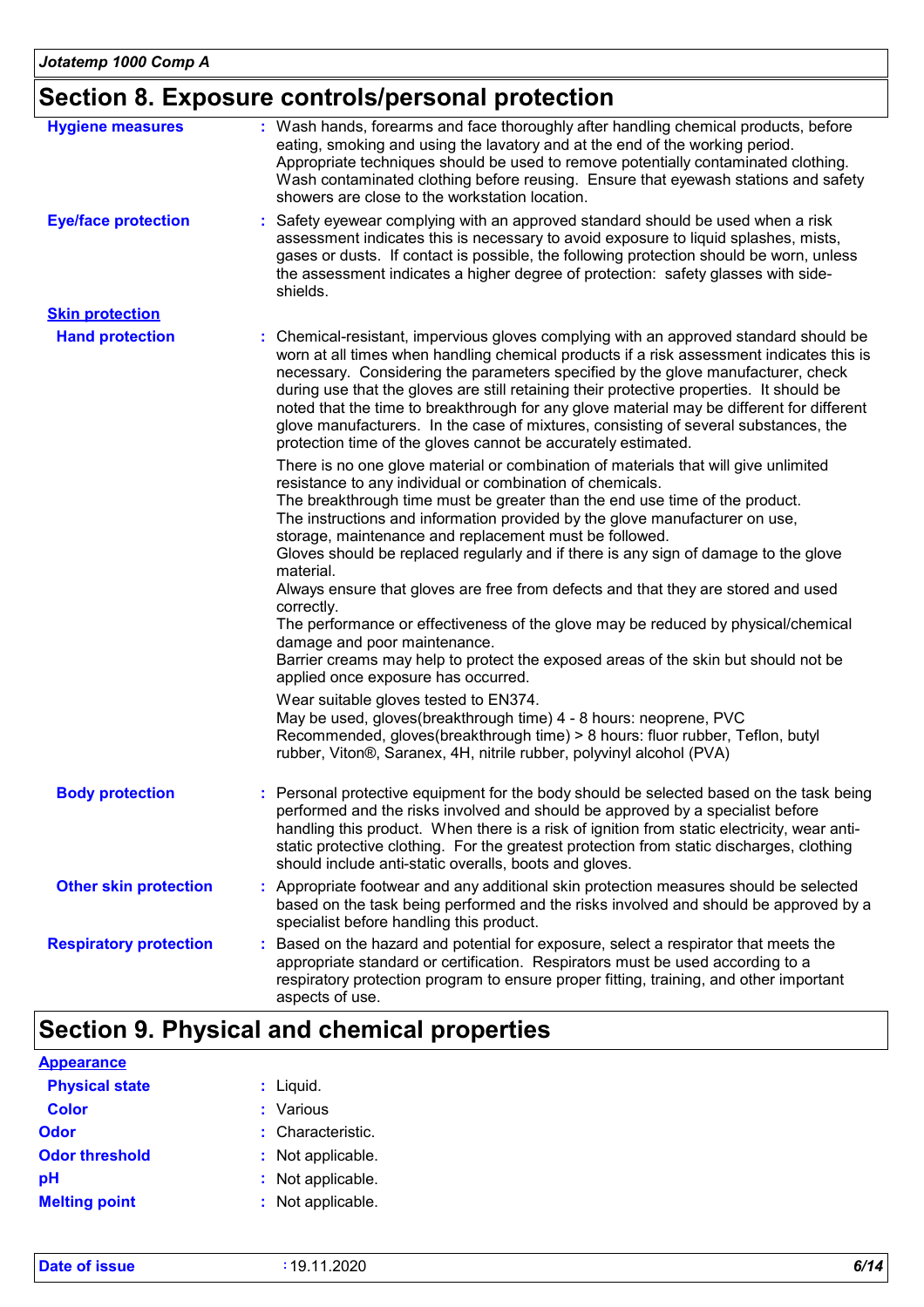## Section 8. Exposure controls/personal protection

**Hygiene measures** : Wash hands, forearms and face thoroughly after handling chemical products, before eating, smoking and using the lavatory and at the end of the working period. Appropriate techniques should be used to remove potentially contaminated clothing. Wash contaminated clothing before reusing. Ensure that eyewash stations and safety showers are close to the workstation location.

**Eye/face protection** : Safety eyewear complying with an approved standard should be used when a risk assessment indicates this is necessary to avoid exposure to liquid splashes, mists, gases or dusts. If contact is possible, the following protection should be worn, unless the assessment indicates a higher degree of protection: safety glasses with side-shields.

**Skin protection**

**Hand protection** : Chemical-resistant, impervious gloves complying with an approved standard should be worn at all times when handling chemical products if a risk assessment indicates this is necessary. Considering the parameters specified by the glove manufacturer, check during use that the gloves are still retaining their protective properties. It should be noted that the time to breakthrough for any glove material may be different for different glove manufacturers. In the case of mixtures, consisting of several substances, the protection time of the gloves cannot be accurately estimated.

There is no one glove material or combination of materials that will give unlimited resistance to any individual or combination of chemicals.
The breakthrough time must be greater than the end use time of the product.
The instructions and information provided by the glove manufacturer on use, storage, maintenance and replacement must be followed.
Gloves should be replaced regularly and if there is any sign of damage to the glove material.
Always ensure that gloves are free from defects and that they are stored and used correctly.
The performance or effectiveness of the glove may be reduced by physical/chemical damage and poor maintenance.
Barrier creams may help to protect the exposed areas of the skin but should not be applied once exposure has occurred.

Wear suitable gloves tested to EN374.
May be used, gloves(breakthrough time) 4 - 8 hours: neoprene, PVC
Recommended, gloves(breakthrough time) > 8 hours: fluor rubber, Teflon, butyl rubber, Viton®, Saranex, 4H, nitrile rubber, polyvinyl alcohol (PVA)

**Body protection** : Personal protective equipment for the body should be selected based on the task being performed and the risks involved and should be approved by a specialist before handling this product. When there is a risk of ignition from static electricity, wear anti-static protective clothing. For the greatest protection from static discharges, clothing should include anti-static overalls, boots and gloves.

**Other skin protection** : Appropriate footwear and any additional skin protection measures should be selected based on the task being performed and the risks involved and should be approved by a specialist before handling this product.

**Respiratory protection** : Based on the hazard and potential for exposure, select a respirator that meets the appropriate standard or certification. Respirators must be used according to a respiratory protection program to ensure proper fitting, training, and other important aspects of use.

## Section 9. Physical and chemical properties

**Appearance**

**Physical state** : Liquid.

**Color** : Various

**Odor** : Characteristic.

**Odor threshold** : Not applicable.

**pH** : Not applicable.

**Melting point** : Not applicable.

**Date of issue** : 19.11.2020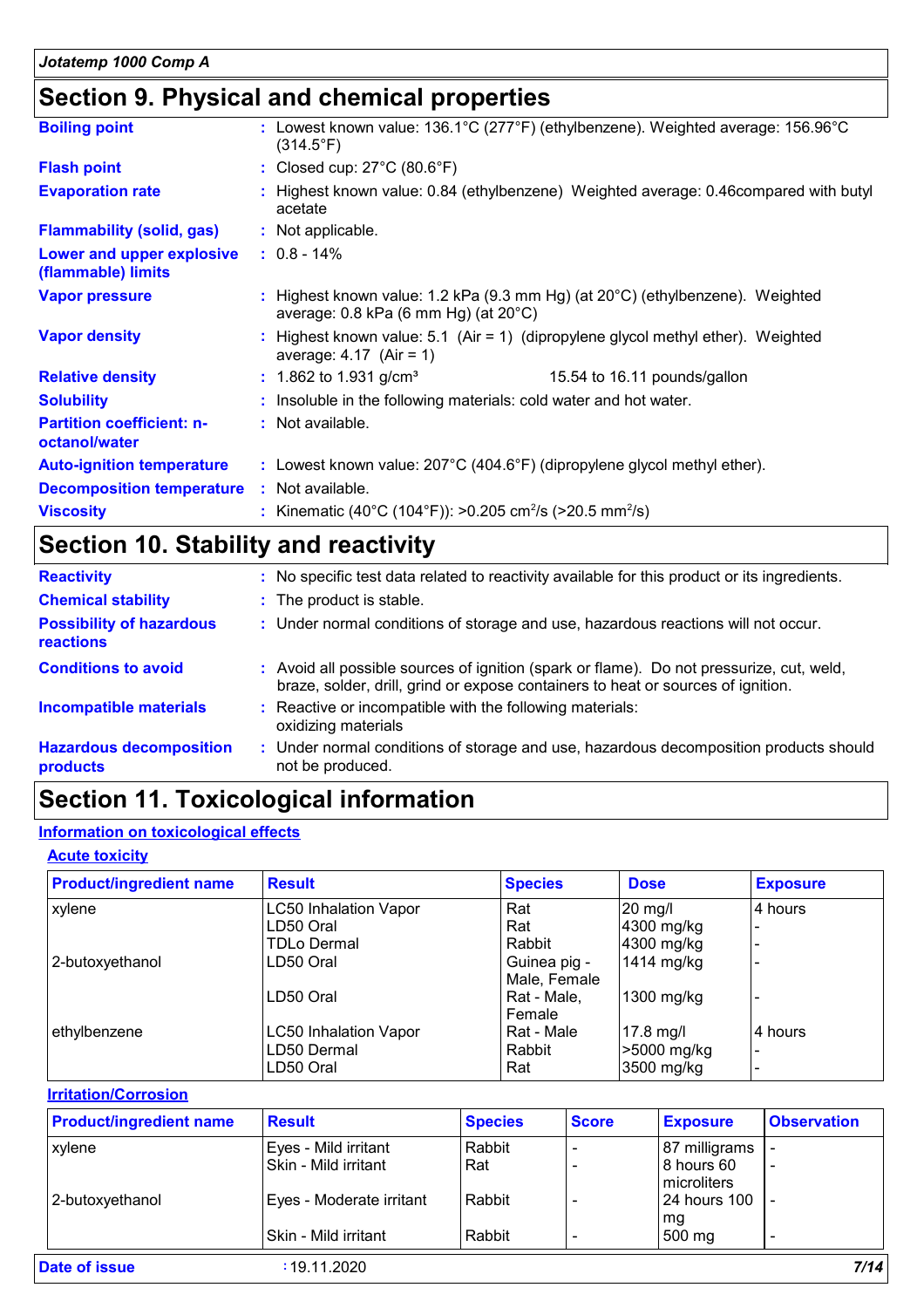## Section 9. Physical and chemical properties

| | |
|---|---|
| **Boiling point** | : Lowest known value: 136.1°C (277°F) (ethylbenzene). Weighted average: 156.96°C (314.5°F) |
| **Flash point** | : Closed cup: 27°C (80.6°F) |
| **Evaporation rate** | : Highest known value: 0.84 (ethylbenzene) Weighted average: 0.46compared with butyl acetate |
| **Flammability (solid, gas)** | : Not applicable. |
| **Lower and upper explosive (flammable) limits** | : 0.8 - 14% |
| **Vapor pressure** | : Highest known value: 1.2 kPa (9.3 mm Hg) (at 20°C) (ethylbenzene). Weighted average: 0.8 kPa (6 mm Hg) (at 20°C) |
| **Vapor density** | : Highest known value: 5.1 (Air = 1) (dipropylene glycol methyl ether). Weighted average: 4.17 (Air = 1) |
| **Relative density** | : 1.862 to 1.931 g/cm³ 15.54 to 16.11 pounds/gallon |
| **Solubility** | : Insoluble in the following materials: cold water and hot water. |
| **Partition coefficient: n-octanol/water** | : Not available. |
| **Auto-ignition temperature** | : Lowest known value: 207°C (404.6°F) (dipropylene glycol methyl ether). |
| **Decomposition temperature** | : Not available. |
| **Viscosity** | : Kinematic (40°C (104°F)): >0.205 $cm^2$/s (>20.5 $mm^2$/s) |

## Section 10. Stability and reactivity

| | |
|---|---|
| **Reactivity** | : No specific test data related to reactivity available for this product or its ingredients. |
| **Chemical stability** | : The product is stable. |
| **Possibility of hazardous reactions** | : Under normal conditions of storage and use, hazardous reactions will not occur. |
| **Conditions to avoid** | : Avoid all possible sources of ignition (spark or flame). Do not pressurize, cut, weld, braze, solder, drill, grind or expose containers to heat or sources of ignition. |
| **Incompatible materials** | : Reactive or incompatible with the following materials: oxidizing materials |
| **Hazardous decomposition products** | : Under normal conditions of storage and use, hazardous decomposition products should not be produced. |

## Section 11. Toxicological information

### Information on toxicological effects

#### Acute toxicity

| Product/ingredient name | Result | Species | Dose | Exposure |
|---|---|---|---|---|
| xylene | LC50 Inhalation Vapor | Rat | 20 mg/l | 4 hours |
| | LD50 Oral | Rat | 4300 mg/kg | - |
| | TDLo Dermal | Rabbit | 4300 mg/kg | - |
| 2-butoxyethanol | LD50 Oral | Guinea pig - Male, Female | 1414 mg/kg | - |
| | LD50 Oral | Rat - Male, Female | 1300 mg/kg | - |
| ethylbenzene | LC50 Inhalation Vapor | Rat - Male | 17.8 mg/l | 4 hours |
| | LD50 Dermal | Rabbit | >5000 mg/kg | - |
| | LD50 Oral | Rat | 3500 mg/kg | - |

#### Irritation/Corrosion

| Product/ingredient name | Result | Species | Score | Exposure | Observation |
|---|---|---|---|---|---|
| xylene | Eyes - Mild irritant | Rabbit | - | 87 milligrams | - |
| | Skin - Mild irritant | Rat | - | 8 hours 60 microliters | - |
| 2-butoxyethanol | Eyes - Moderate irritant | Rabbit | - | 24 hours 100 mg | - |
| | Skin - Mild irritant | Rabbit | - | 500 mg | - |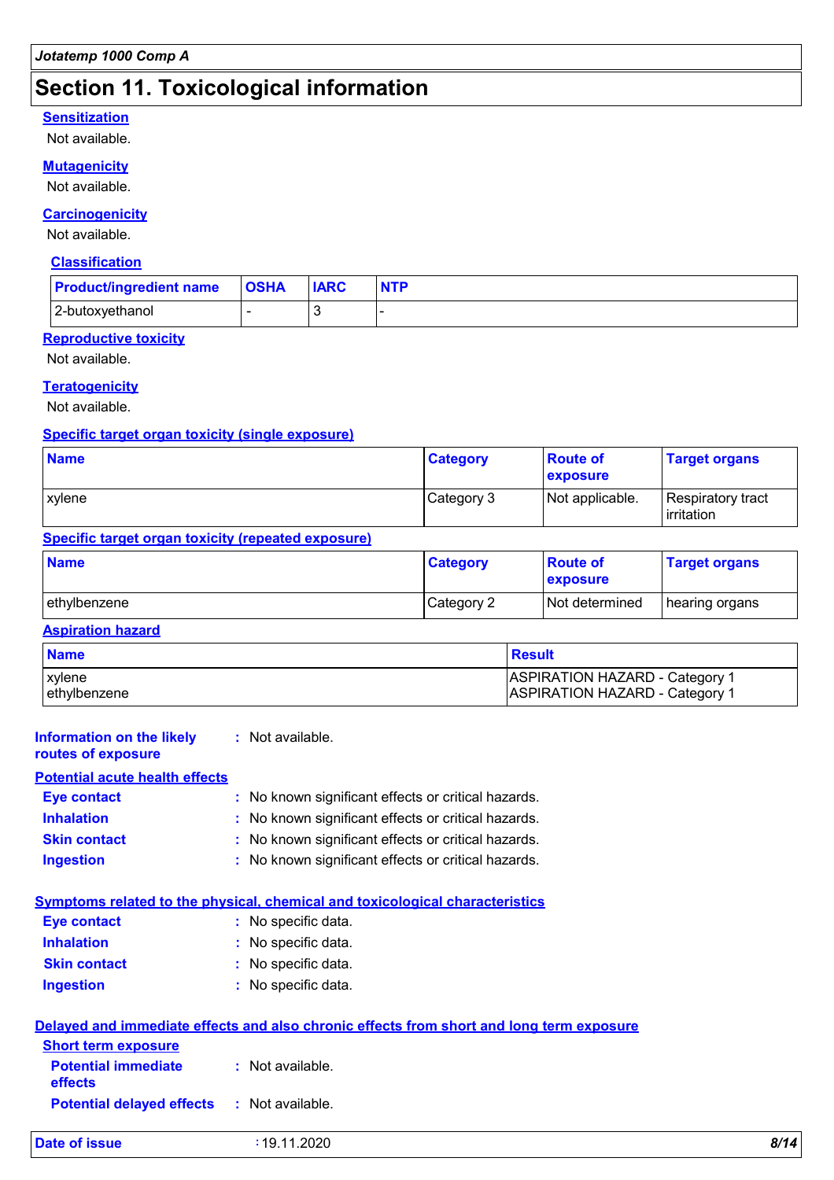## Section 11. Toxicological information

**Sensitization**

Not available.

**Mutagenicity**

Not available.

**Carcinogenicity**

Not available.

**Classification**

| Product/ingredient name | OSHA | IARC | NTP |
|---|---|---|---|
| 2-butoxyethanol | - | 3 | - |

**Reproductive toxicity**

Not available.

**Teratogenicity**

Not available.

**Specific target organ toxicity (single exposure)**

| Name | Category | Route of exposure | Target organs |
|---|---|---|---|
| xylene | Category 3 | Not applicable. | Respiratory tract irritation |

**Specific target organ toxicity (repeated exposure)**

| Name | Category | Route of exposure | Target organs |
|---|---|---|---|
| ethylbenzene | Category 2 | Not determined | hearing organs |

**Aspiration hazard**

| Name | Result |
|---|---|
| xylene | ASPIRATION HAZARD - Category 1 |
| ethylbenzene | ASPIRATION HAZARD - Category 1 |

**Information on the likely routes of exposure** : Not available.

**Potential acute health effects**

- **Eye contact** : No known significant effects or critical hazards.
- **Inhalation** : No known significant effects or critical hazards.
- **Skin contact** : No known significant effects or critical hazards.
- **Ingestion** : No known significant effects or critical hazards.

**Symptoms related to the physical, chemical and toxicological characteristics**

- **Eye contact** : No specific data.
- **Inhalation** : No specific data.
- **Skin contact** : No specific data.
- **Ingestion** : No specific data.

**Delayed and immediate effects and also chronic effects from short and long term exposure**

**Short term exposure**

- **Potential immediate effects** : Not available.
- **Potential delayed effects** : Not available.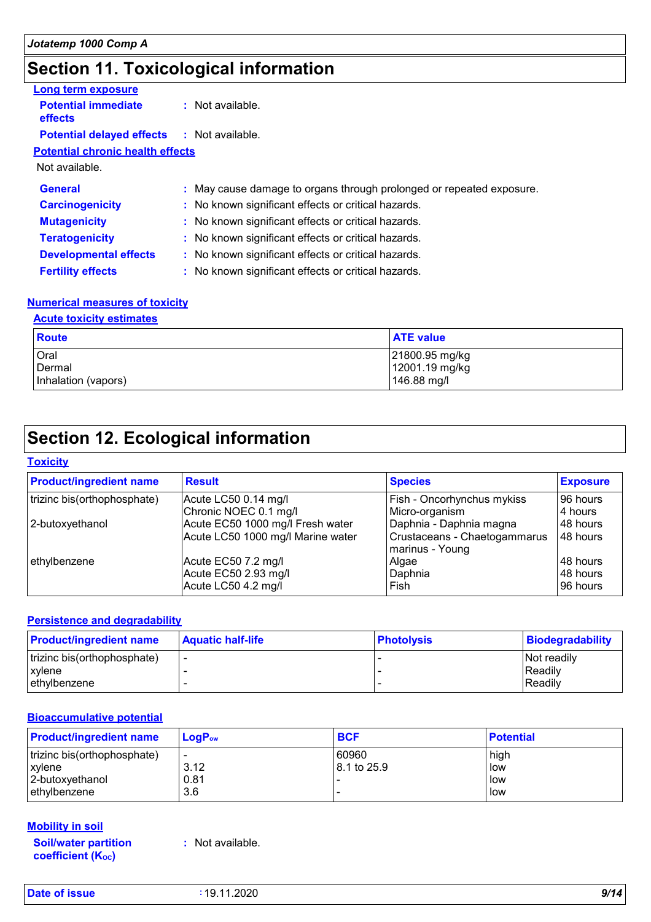## Section 11. Toxicological information

**Long term exposure**

**Potential immediate effects** : Not available.

**Potential delayed effects** : Not available.

**Potential chronic health effects**

Not available.

**General** : May cause damage to organs through prolonged or repeated exposure.

**Carcinogenicity** : No known significant effects or critical hazards.

**Mutagenicity** : No known significant effects or critical hazards.

**Teratogenicity** : No known significant effects or critical hazards.

**Developmental effects** : No known significant effects or critical hazards.

**Fertility effects** : No known significant effects or critical hazards.

**Numerical measures of toxicity**

**Acute toxicity estimates**

| Route | ATE value |
|---|---|
| Oral | 21800.95 mg/kg |
| Dermal | 12001.19 mg/kg |
| Inhalation (vapors) | 146.88 mg/l |

## Section 12. Ecological information

**Toxicity**

| Product/ingredient name | Result | Species | Exposure |
|---|---|---|---|
| trizinc bis(orthophosphate) | Acute LC50 0.14 mg/l | Fish - Oncorhynchus mykiss | 96 hours |
| | Chronic NOEC 0.1 mg/l | Micro-organism | 4 hours |
| 2-butoxyethanol | Acute EC50 1000 mg/l Fresh water | Daphnia - Daphnia magna | 48 hours |
| | Acute LC50 1000 mg/l Marine water | Crustaceans - Chaetogammarus marinus - Young | 48 hours |
| ethylbenzene | Acute EC50 7.2 mg/l | Algae | 48 hours |
| | Acute EC50 2.93 mg/l | Daphnia | 48 hours |
| | Acute LC50 4.2 mg/l | Fish | 96 hours |

**Persistence and degradability**

| Product/ingredient name | Aquatic half-life | Photolysis | Biodegradability |
|---|---|---|---|
| trizinc bis(orthophosphate) | - | - | Not readily |
| xylene | - | - | Readily |
| ethylbenzene | - | - | Readily |

**Bioaccumulative potential**

| Product/ingredient name | $LogP_{ow}$ | BCF | Potential |
|---|---|---|---|
| trizinc bis(orthophosphate) | - | 60960 | high |
| xylene | 3.12 | 8.1 to 25.9 | low |
| 2-butoxyethanol | 0.81 | - | low |
| ethylbenzene | 3.6 | - | low |

**Mobility in soil**

**Soil/water partition coefficient ($K_{OC}$)** : Not available.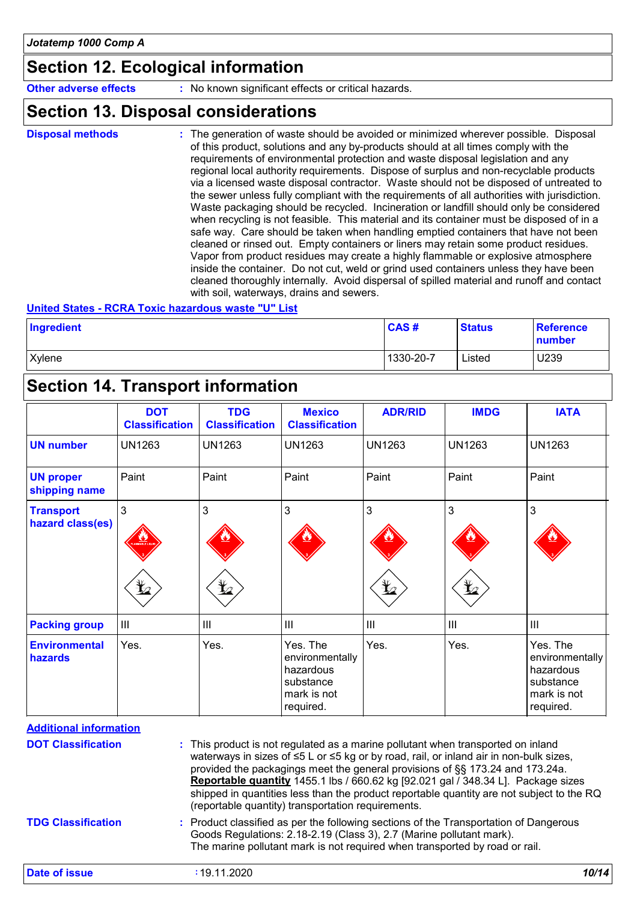## Section 12. Ecological information

**Other adverse effects** : No known significant effects or critical hazards.

## Section 13. Disposal considerations

**Disposal methods** : The generation of waste should be avoided or minimized wherever possible. Disposal of this product, solutions and any by-products should at all times comply with the requirements of environmental protection and waste disposal legislation and any regional local authority requirements. Dispose of surplus and non-recyclable products via a licensed waste disposal contractor. Waste should not be disposed of untreated to the sewer unless fully compliant with the requirements of all authorities with jurisdiction. Waste packaging should be recycled. Incineration or landfill should only be considered when recycling is not feasible. This material and its container must be disposed of in a safe way. Care should be taken when handling emptied containers that have not been cleaned or rinsed out. Empty containers or liners may retain some product residues. Vapor from product residues may create a highly flammable or explosive atmosphere inside the container. Do not cut, weld or grind used containers unless they have been cleaned thoroughly internally. Avoid dispersal of spilled material and runoff and contact with soil, waterways, drains and sewers.

**United States - RCRA Toxic hazardous waste "U" List**

| Ingredient | CAS # | Status | Reference number |
|---|---|---|---|
| Xylene | 1330-20-7 | Listed | U239 |

## Section 14. Transport information

| | DOT Classification | TDG Classification | Mexico Classification | ADR/RID | IMDG | IATA |
|---|---|---|---|---|---|---|
| **UN number** | UN1263 | UN1263 | UN1263 | UN1263 | UN1263 | UN1263 |
| **UN proper shipping name** | Paint | Paint | Paint | Paint | Paint | Paint |
| **Transport hazard class(es)** | 3 | 3 | 3 | 3 | 3 | 3 |
| **Packing group** | III | III | III | III | III | III |
| **Environmental hazards** | Yes. | Yes. | Yes. The environmentally hazardous substance mark is not required. | Yes. | Yes. | Yes. The environmentally hazardous substance mark is not required. |

**Additional information**

**DOT Classification** : This product is not regulated as a marine pollutant when transported on inland waterways in sizes of ≤5 L or ≤5 kg or by road, rail, or inland air in non-bulk sizes, provided the packagings meet the general provisions of §§ 173.24 and 173.24a. **Reportable quantity** 1455.1 lbs / 660.62 kg [92.021 gal / 348.34 L]. Package sizes shipped in quantities less than the product reportable quantity are not subject to the RQ (reportable quantity) transportation requirements.

**TDG Classification** : Product classified as per the following sections of the Transportation of Dangerous Goods Regulations: 2.18-2.19 (Class 3), 2.7 (Marine pollutant mark). The marine pollutant mark is not required when transported by road or rail.

**Date of issue** : 19.11.2020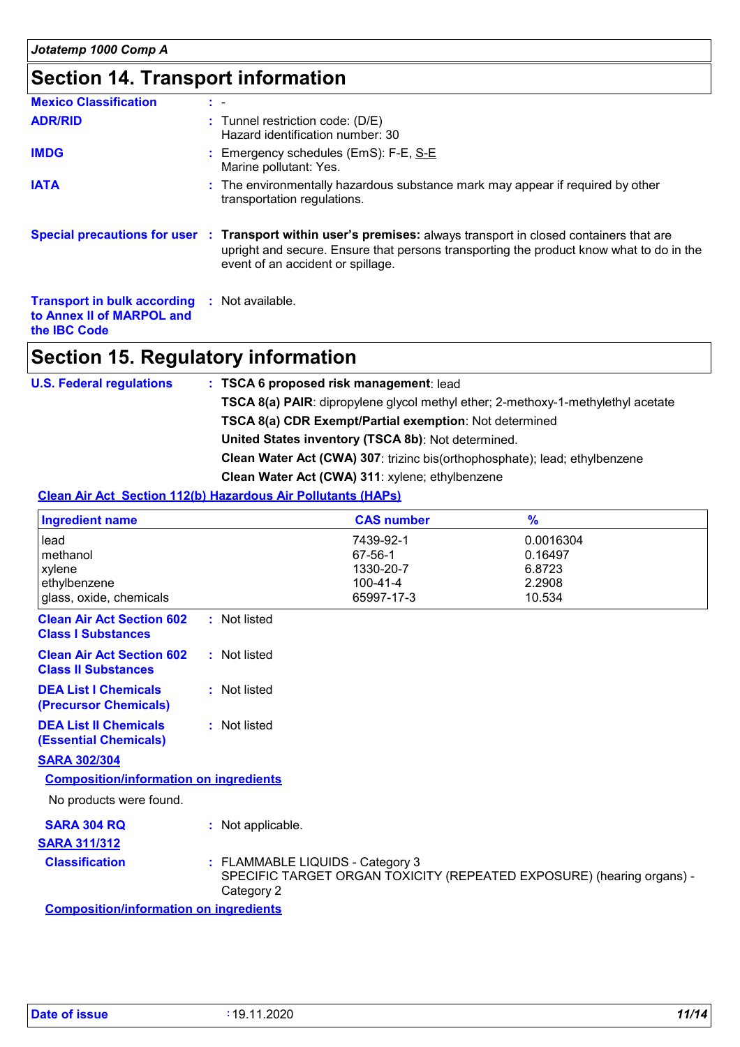## Section 14. Transport information

**Mexico Classification** : -

**ADR/RID** : Tunnel restriction code: (D/E)
Hazard identification number: 30

**IMDG** : Emergency schedules (EmS): F-E, S-E
Marine pollutant: Yes.

**IATA** : The environmentally hazardous substance mark may appear if required by other transportation regulations.

**Special precautions for user** : **Transport within user's premises:** always transport in closed containers that are upright and secure. Ensure that persons transporting the product know what to do in the event of an accident or spillage.

**Transport in bulk according to Annex II of MARPOL and the IBC Code** : Not available.

## Section 15. Regulatory information

**U.S. Federal regulations** : **TSCA 6 proposed risk management**: lead

**TSCA 8(a) PAIR**: dipropylene glycol methyl ether; 2-methoxy-1-methylethyl acetate

**TSCA 8(a) CDR Exempt/Partial exemption**: Not determined

**United States inventory (TSCA 8b)**: Not determined.

**Clean Water Act (CWA) 307**: trizinc bis(orthophosphate); lead; ethylbenzene

**Clean Water Act (CWA) 311**: xylene; ethylbenzene

**Clean Air Act Section 112(b) Hazardous Air Pollutants (HAPs)**

| Ingredient name | CAS number | % |
|---|---|---|
| lead | 7439-92-1 | 0.0016304 |
| methanol | 67-56-1 | 0.16497 |
| xylene | 1330-20-7 | 6.8723 |
| ethylbenzene | 100-41-4 | 2.2908 |
| glass, oxide, chemicals | 65997-17-3 | 10.534 |

**Clean Air Act Section 602 Class I Substances** : Not listed

**Clean Air Act Section 602 Class II Substances** : Not listed

**DEA List I Chemicals (Precursor Chemicals)** : Not listed

**DEA List II Chemicals (Essential Chemicals)** : Not listed

**SARA 302/304**

**Composition/information on ingredients**

No products were found.

**SARA 304 RQ** : Not applicable.

**SARA 311/312**

**Classification** : FLAMMABLE LIQUIDS - Category 3
SPECIFIC TARGET ORGAN TOXICITY (REPEATED EXPOSURE) (hearing organs) - Category 2

**Composition/information on ingredients**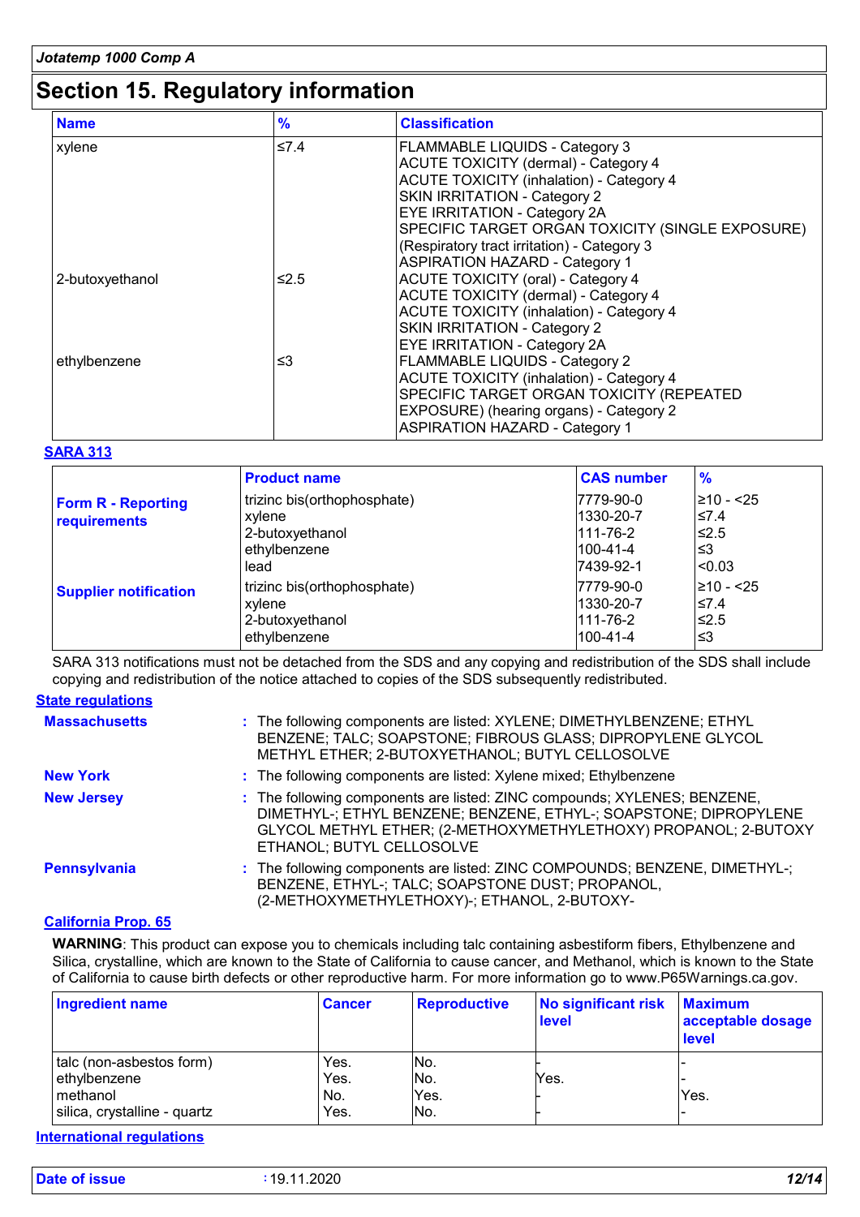# Section 15. Regulatory information

| Name | % | Classification |
|---|---|---|
| xylene | ≤7.4 | FLAMMABLE LIQUIDS - Category 3<br>ACUTE TOXICITY (dermal) - Category 4<br>ACUTE TOXICITY (inhalation) - Category 4<br>SKIN IRRITATION - Category 2<br>EYE IRRITATION - Category 2A<br>SPECIFIC TARGET ORGAN TOXICITY (SINGLE EXPOSURE) (Respiratory tract irritation) - Category 3<br>ASPIRATION HAZARD - Category 1 |
| 2-butoxyethanol | ≤2.5 | ACUTE TOXICITY (oral) - Category 4<br>ACUTE TOXICITY (dermal) - Category 4<br>ACUTE TOXICITY (inhalation) - Category 4<br>SKIN IRRITATION - Category 2<br>EYE IRRITATION - Category 2A |
| ethylbenzene | ≤3 | FLAMMABLE LIQUIDS - Category 2<br>ACUTE TOXICITY (inhalation) - Category 4<br>SPECIFIC TARGET ORGAN TOXICITY (REPEATED EXPOSURE) (hearing organs) - Category 2<br>ASPIRATION HAZARD - Category 1 |

## SARA 313

| | Product name | CAS number | % |
|---|---|---|---|
| **Form R - Reporting requirements** | trizinc bis(orthophosphate) | 7779-90-0 | ≥10 - <25 |
| | xylene | 1330-20-7 | ≤7.4 |
| | 2-butoxyethanol | 111-76-2 | ≤2.5 |
| | ethylbenzene | 100-41-4 | ≤3 |
| | lead | 7439-92-1 | <0.03 |
| **Supplier notification** | trizinc bis(orthophosphate) | 7779-90-0 | ≥10 - <25 |
| | xylene | 1330-20-7 | ≤7.4 |
| | 2-butoxyethanol | 111-76-2 | ≤2.5 |
| | ethylbenzene | 100-41-4 | ≤3 |

SARA 313 notifications must not be detached from the SDS and any copying and redistribution of the SDS shall include copying and redistribution of the notice attached to copies of the SDS subsequently redistributed.

## State regulations

**Massachusetts** : The following components are listed: XYLENE; DIMETHYLBENZENE; ETHYL BENZENE; TALC; SOAPSTONE; FIBROUS GLASS; DIPROPYLENE GLYCOL METHYL ETHER; 2-BUTOXYETHANOL; BUTYL CELLOSOLVE

**New York** : The following components are listed: Xylene mixed; Ethylbenzene

**New Jersey** : The following components are listed: ZINC compounds; XYLENES; BENZENE, DIMETHYL-; ETHYL BENZENE; BENZENE, ETHYL-; SOAPSTONE; DIPROPYLENE GLYCOL METHYL ETHER; (2-METHOXYMETHYLETHOXY) PROPANOL; 2-BUTOXY ETHANOL; BUTYL CELLOSOLVE

**Pennsylvania** : The following components are listed: ZINC COMPOUNDS; BENZENE, DIMETHYL-; BENZENE, ETHYL-; TALC; SOAPSTONE DUST; PROPANOL, (2-METHOXYMETHYLETHOXY)-; ETHANOL, 2-BUTOXY-

## California Prop. 65

**WARNING**: This product can expose you to chemicals including talc containing asbestiform fibers, Ethylbenzene and Silica, crystalline, which are known to the State of California to cause cancer, and Methanol, which is known to the State of California to cause birth defects or other reproductive harm. For more information go to www.P65Warnings.ca.gov.

| Ingredient name | Cancer | Reproductive | No significant risk level | Maximum acceptable dosage level |
|---|---|---|---|---|
| talc (non-asbestos form) | Yes. | No. | - | - |
| ethylbenzene | Yes. | No. | Yes. | - |
| methanol | No. | Yes. | - | Yes. |
| silica, crystalline - quartz | Yes. | No. | - | - |

## International regulations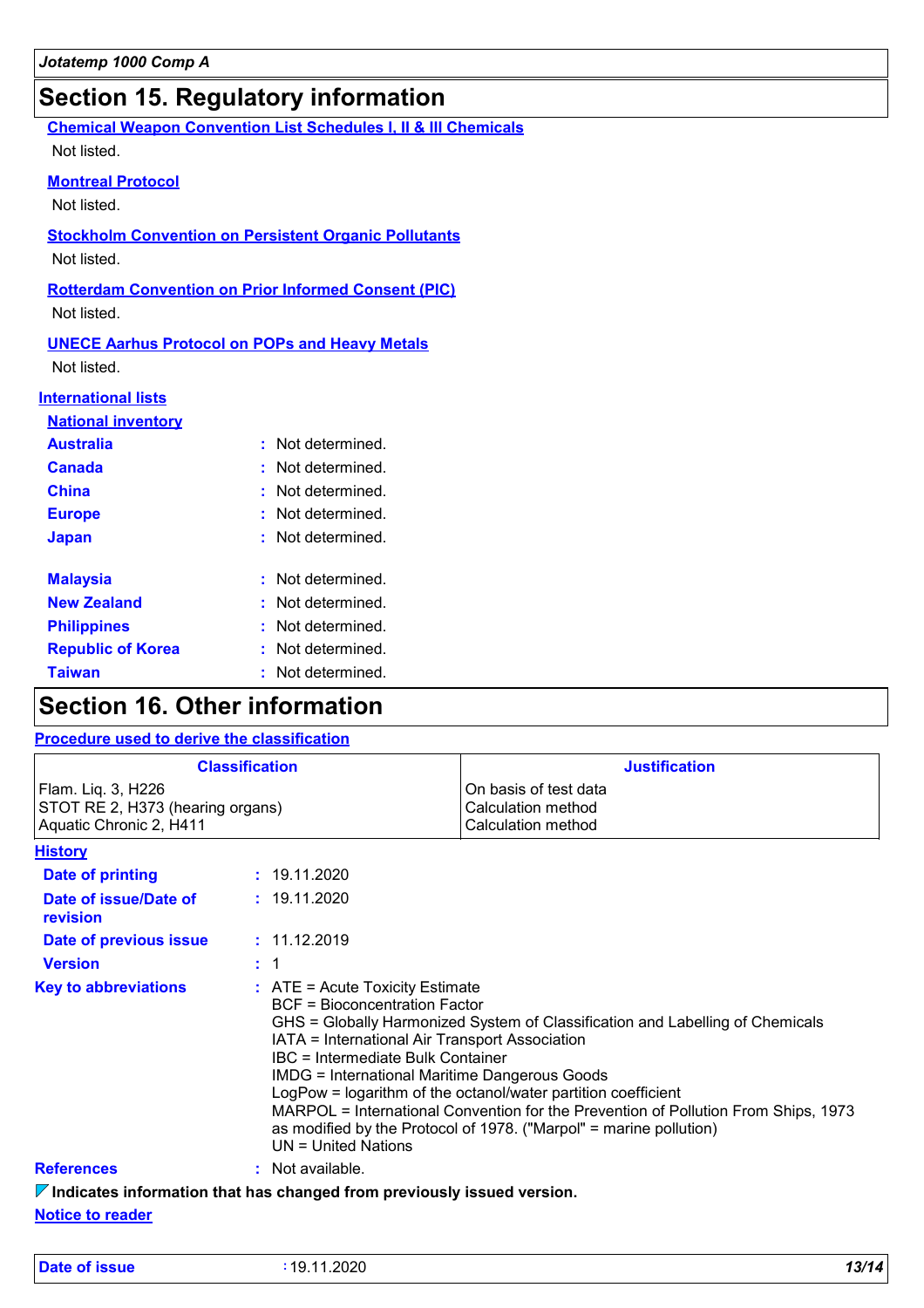## Section 15. Regulatory information

**Chemical Weapon Convention List Schedules I, II & III Chemicals**

Not listed.

**Montreal Protocol**

Not listed.

**Stockholm Convention on Persistent Organic Pollutants**

Not listed.

**Rotterdam Convention on Prior Informed Consent (PIC)**

Not listed.

**UNECE Aarhus Protocol on POPs and Heavy Metals**

Not listed.

**International lists**

**National inventory**

| | |
|---|---|
| **Australia** | : Not determined. |
| **Canada** | : Not determined. |
| **China** | : Not determined. |
| **Europe** | : Not determined. |
| **Japan** | : Not determined. |
| **Malaysia** | : Not determined. |
| **New Zealand** | : Not determined. |
| **Philippines** | : Not determined. |
| **Republic of Korea** | : Not determined. |
| **Taiwan** | : Not determined. |

## Section 16. Other information

**Procedure used to derive the classification**

| Classification | Justification |
|---|---|
| Flam. Liq. 3, H226 | On basis of test data |
| STOT RE 2, H373 (hearing organs) | Calculation method |
| Aquatic Chronic 2, H411 | Calculation method |

**History**

| | |
|---|---|
| **Date of printing** | : 19.11.2020 |
| **Date of issue/Date of revision** | : 19.11.2020 |
| **Date of previous issue** | : 11.12.2019 |
| **Version** | : 1 |

**Key to abbreviations** :
ATE = Acute Toxicity Estimate
BCF = Bioconcentration Factor
GHS = Globally Harmonized System of Classification and Labelling of Chemicals
IATA = International Air Transport Association
IBC = Intermediate Bulk Container
IMDG = International Maritime Dangerous Goods
LogPow = logarithm of the octanol/water partition coefficient
MARPOL = International Convention for the Prevention of Pollution From Ships, 1973 as modified by the Protocol of 1978. ("Marpol" = marine pollution)
UN = United Nations

**References** : Not available.

**Indicates information that has changed from previously issued version.**

**Notice to reader**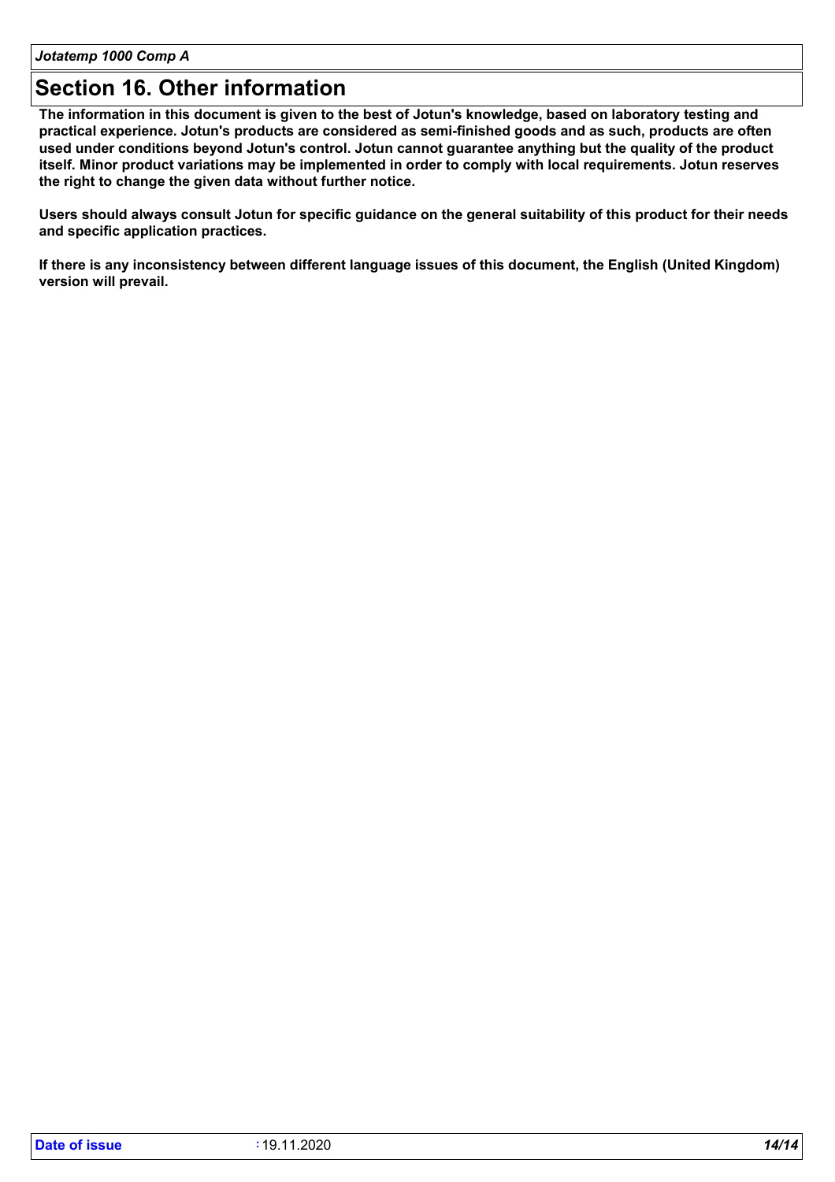## Section 16. Other information

**The information in this document is given to the best of Jotun's knowledge, based on laboratory testing and practical experience. Jotun's products are considered as semi-finished goods and as such, products are often used under conditions beyond Jotun's control. Jotun cannot guarantee anything but the quality of the product itself. Minor product variations may be implemented in order to comply with local requirements. Jotun reserves the right to change the given data without further notice.**

**Users should always consult Jotun for specific guidance on the general suitability of this product for their needs and specific application practices.**

**If there is any inconsistency between different language issues of this document, the English (United Kingdom) version will prevail.**